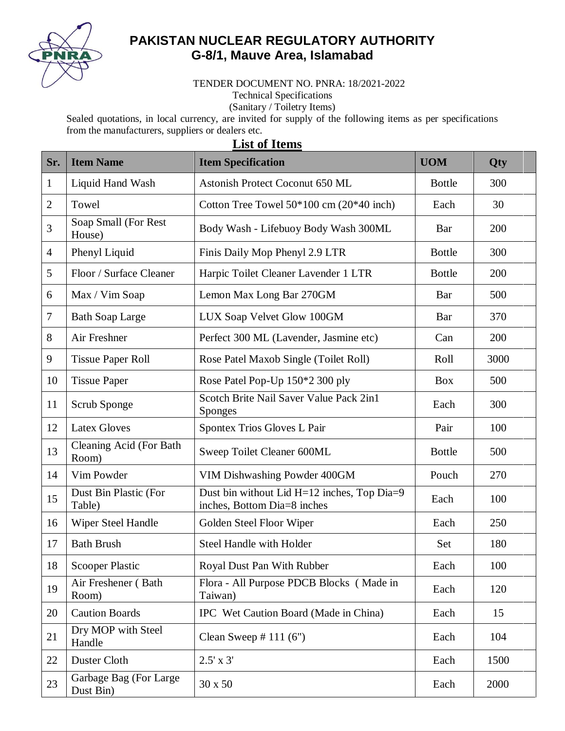# PAKISTAN NUCLEAR REGULATORY AUTHORITY
## G-8/1, Mauve Area, Islamabad

TENDER DOCUMENT NO. PNRA: 18/2021-2022
Technical Specifications
(Sanitary / Toiletry Items)

Sealed quotations, in local currency, are invited for supply of the following items as per specifications from the manufacturers, suppliers or dealers etc.

**List of Items**

| Sr. | Item Name | Item Specification | UOM | Qty |
|---|---|---|---|---|
| 1 | Liquid Hand Wash | Astonish Protect Coconut 650 ML | Bottle | 300 |
| 2 | Towel | Cotton Tree Towel 50*100 cm (20*40 inch) | Each | 30 |
| 3 | Soap Small (For Rest House) | Body Wash - Lifebuoy Body Wash 300ML | Bar | 200 |
| 4 | Phenyl Liquid | Finis Daily Mop Phenyl 2.9 LTR | Bottle | 300 |
| 5 | Floor / Surface Cleaner | Harpic Toilet Cleaner Lavender 1 LTR | Bottle | 200 |
| 6 | Max / Vim Soap | Lemon Max Long Bar 270GM | Bar | 500 |
| 7 | Bath Soap Large | LUX Soap Velvet Glow 100GM | Bar | 370 |
| 8 | Air Freshner | Perfect 300 ML (Lavender, Jasmine etc) | Can | 200 |
| 9 | Tissue Paper Roll | Rose Patel Maxob Single (Toilet Roll) | Roll | 3000 |
| 10 | Tissue Paper | Rose Patel Pop-Up 150*2 300 ply | Box | 500 |
| 11 | Scrub Sponge | Scotch Brite Nail Saver Value Pack 2in1 Sponges | Each | 300 |
| 12 | Latex Gloves | Spontex Trios Gloves L Pair | Pair | 100 |
| 13 | Cleaning Acid (For Bath Room) | Sweep Toilet Cleaner 600ML | Bottle | 500 |
| 14 | Vim Powder | VIM Dishwashing Powder 400GM | Pouch | 270 |
| 15 | Dust Bin Plastic (For Table) | Dust bin without Lid H=12 inches, Top Dia=9 inches, Bottom Dia=8 inches | Each | 100 |
| 16 | Wiper Steel Handle | Golden Steel Floor Wiper | Each | 250 |
| 17 | Bath Brush | Steel Handle with Holder | Set | 180 |
| 18 | Scooper Plastic | Royal Dust Pan With Rubber | Each | 100 |
| 19 | Air Freshener ( Bath Room) | Flora - All Purpose PDCB Blocks ( Made in Taiwan) | Each | 120 |
| 20 | Caution Boards | IPC Wet Caution Board (Made in China) | Each | 15 |
| 21 | Dry MOP with Steel Handle | Clean Sweep # 111 (6") | Each | 104 |
| 22 | Duster Cloth | 2.5' x 3' | Each | 1500 |
| 23 | Garbage Bag (For Large Dust Bin) | 30 x 50 | Each | 2000 |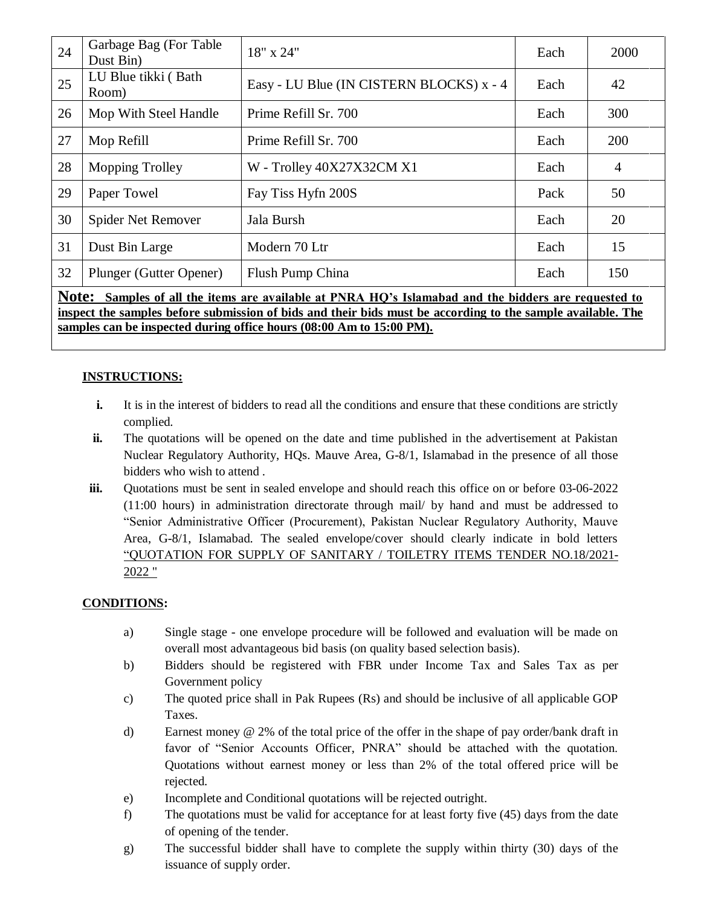| 24 | Garbage Bag (For Table Dust Bin) | 18" x 24" | Each | 2000 |
|---|---|---|---|---|
| 25 | LU Blue tikki ( Bath Room) | Easy - LU Blue (IN CISTERN BLOCKS) x - 4 | Each | 42 |
| 26 | Mop With Steel Handle | Prime Refill Sr. 700 | Each | 300 |
| 27 | Mop Refill | Prime Refill Sr. 700 | Each | 200 |
| 28 | Mopping Trolley | W - Trolley 40X27X32CM X1 | Each | 4 |
| 29 | Paper Towel | Fay Tiss Hyfn 200S | Pack | 50 |
| 30 | Spider Net Remover | Jala Bursh | Each | 20 |
| 31 | Dust Bin Large | Modern 70 Ltr | Each | 15 |
| 32 | Plunger (Gutter Opener) | Flush Pump China | Each | 150 |

**Note: Samples of all the items are available at PNRA HQ's Islamabad and the bidders are requested to inspect the samples before submission of bids and their bids must be according to the sample available. The samples can be inspected during office hours (08:00 Am to 15:00 PM).**

**INSTRUCTIONS:**

- **i.** It is in the interest of bidders to read all the conditions and ensure that these conditions are strictly complied.
- **ii.** The quotations will be opened on the date and time published in the advertisement at Pakistan Nuclear Regulatory Authority, HQs. Mauve Area, G-8/1, Islamabad in the presence of all those bidders who wish to attend .
- **iii.** Quotations must be sent in sealed envelope and should reach this office on or before 03-06-2022 (11:00 hours) in administration directorate through mail/ by hand and must be addressed to "Senior Administrative Officer (Procurement), Pakistan Nuclear Regulatory Authority, Mauve Area, G-8/1, Islamabad. The sealed envelope/cover should clearly indicate in bold letters "QUOTATION FOR SUPPLY OF SANITARY / TOILETRY ITEMS TENDER NO.18/2021-2022 "

**CONDITIONS:**

a) Single stage - one envelope procedure will be followed and evaluation will be made on overall most advantageous bid basis (on quality based selection basis).

b) Bidders should be registered with FBR under Income Tax and Sales Tax as per Government policy

c) The quoted price shall in Pak Rupees (Rs) and should be inclusive of all applicable GOP Taxes.

d) Earnest money @ 2% of the total price of the offer in the shape of pay order/bank draft in favor of "Senior Accounts Officer, PNRA" should be attached with the quotation. Quotations without earnest money or less than 2% of the total offered price will be rejected.

e) Incomplete and Conditional quotations will be rejected outright.

f) The quotations must be valid for acceptance for at least forty five (45) days from the date of opening of the tender.

g) The successful bidder shall have to complete the supply within thirty (30) days of the issuance of supply order.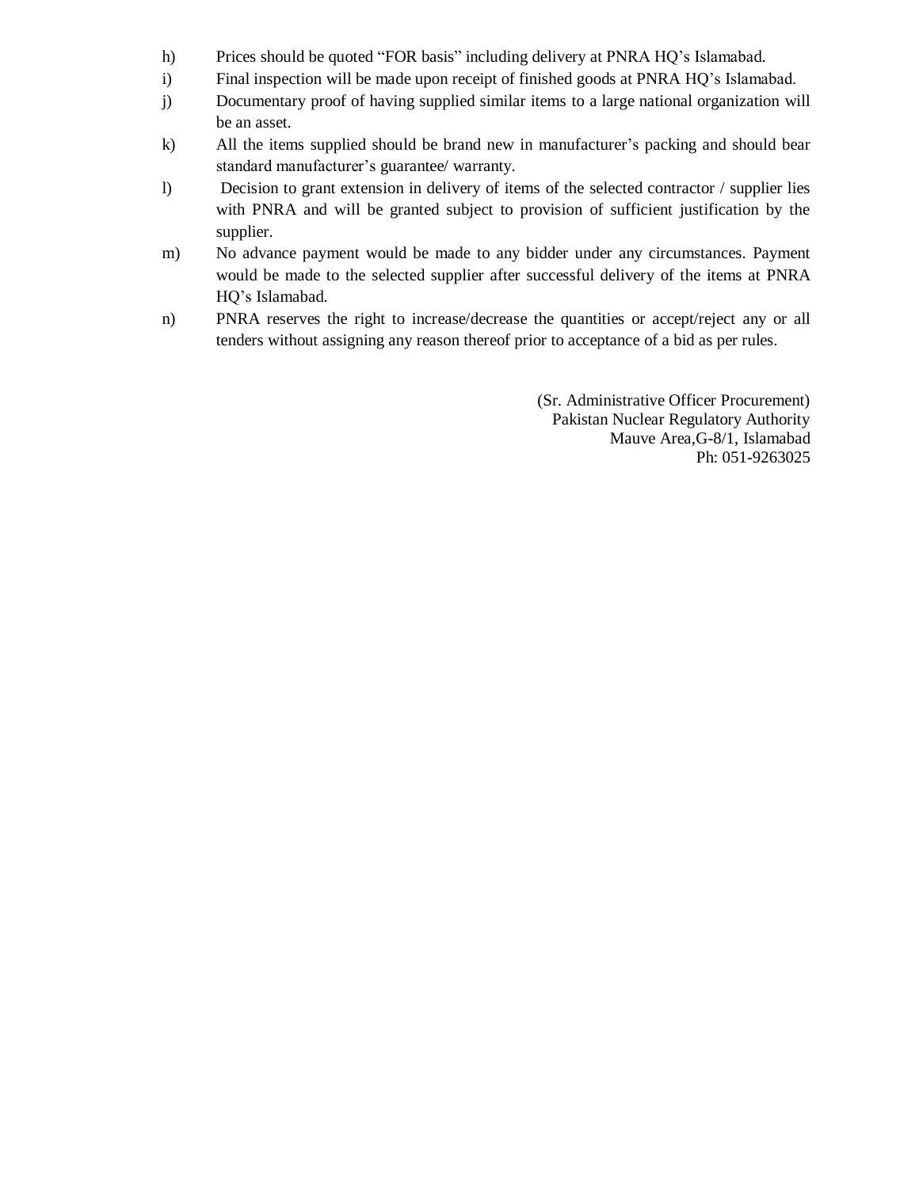h) Prices should be quoted "FOR basis" including delivery at PNRA HQ's Islamabad.

i) Final inspection will be made upon receipt of finished goods at PNRA HQ's Islamabad.

j) Documentary proof of having supplied similar items to a large national organization will be an asset.

k) All the items supplied should be brand new in manufacturer's packing and should bear standard manufacturer's guarantee/ warranty.

l) Decision to grant extension in delivery of items of the selected contractor / supplier lies with PNRA and will be granted subject to provision of sufficient justification by the supplier.

m) No advance payment would be made to any bidder under any circumstances. Payment would be made to the selected supplier after successful delivery of the items at PNRA HQ's Islamabad.

n) PNRA reserves the right to increase/decrease the quantities or accept/reject any or all tenders without assigning any reason thereof prior to acceptance of a bid as per rules.

(Sr. Administrative Officer Procurement)
Pakistan Nuclear Regulatory Authority
Mauve Area,G-8/1, Islamabad
Ph: 051-9263025